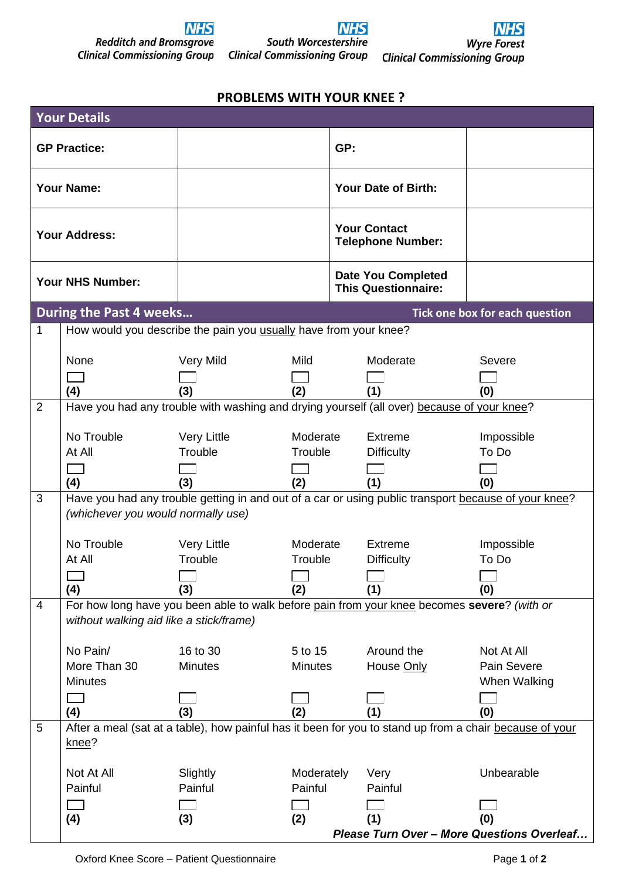NHS Redditch and Bromsgrove Clinical Commissioning Group | NHS South Worcestershire Clinical Commissioning Group | NHS Wyre Forest Clinical Commissioning Group

# PROBLEMS WITH YOUR KNEE ?

## Your Details

| | | | |
|---|---|---|---|
| **GP Practice:** | | **GP:** | |
| **Your Name:** | | **Your Date of Birth:** | |
| **Your Address:** | | **Your Contact Telephone Number:** | |
| **Your NHS Number:** | | **Date You Completed This Questionnaire:** | |

## During the Past 4 weeks…

**Tick one box for each question**

**1** How would you describe the pain you usually have from your knee?

| None | Very Mild | Mild | Moderate | Severe |
|---|---|---|---|---|
| ☐ **(4)** | ☐ **(3)** | ☐ **(2)** | ☐ **(1)** | ☐ **(0)** |

**2** Have you had any trouble with washing and drying yourself (all over) because of your knee?

| No Trouble At All | Very Little Trouble | Moderate Trouble | Extreme Difficulty | Impossible To Do |
|---|---|---|---|---|
| ☐ **(4)** | ☐ **(3)** | ☐ **(2)** | ☐ **(1)** | ☐ **(0)** |

**3** Have you had any trouble getting in and out of a car or using public transport because of your knee? *(whichever you would normally use)*

| No Trouble At All | Very Little Trouble | Moderate Trouble | Extreme Difficulty | Impossible To Do |
|---|---|---|---|---|
| ☐ **(4)** | ☐ **(3)** | ☐ **(2)** | ☐ **(1)** | ☐ **(0)** |

**4** For how long have you been able to walk before pain from your knee becomes **severe**? *(with or without walking aid like a stick/frame)*

| No Pain/ More Than 30 Minutes | 16 to 30 Minutes | 5 to 15 Minutes | Around the House Only | Not At All Pain Severe When Walking |
|---|---|---|---|---|
| ☐ **(4)** | ☐ **(3)** | ☐ **(2)** | ☐ **(1)** | ☐ **(0)** |

**5** After a meal (sat at a table), how painful has it been for you to stand up from a chair because of your knee?

| Not At All Painful | Slightly Painful | Moderately Painful | Very Painful | Unbearable |
|---|---|---|---|---|
| ☐ **(4)** | ☐ **(3)** | ☐ **(2)** | ☐ **(1)** | ☐ **(0)** |

***Please Turn Over – More Questions Overleaf…***

Oxford Knee Score – Patient Questionnaire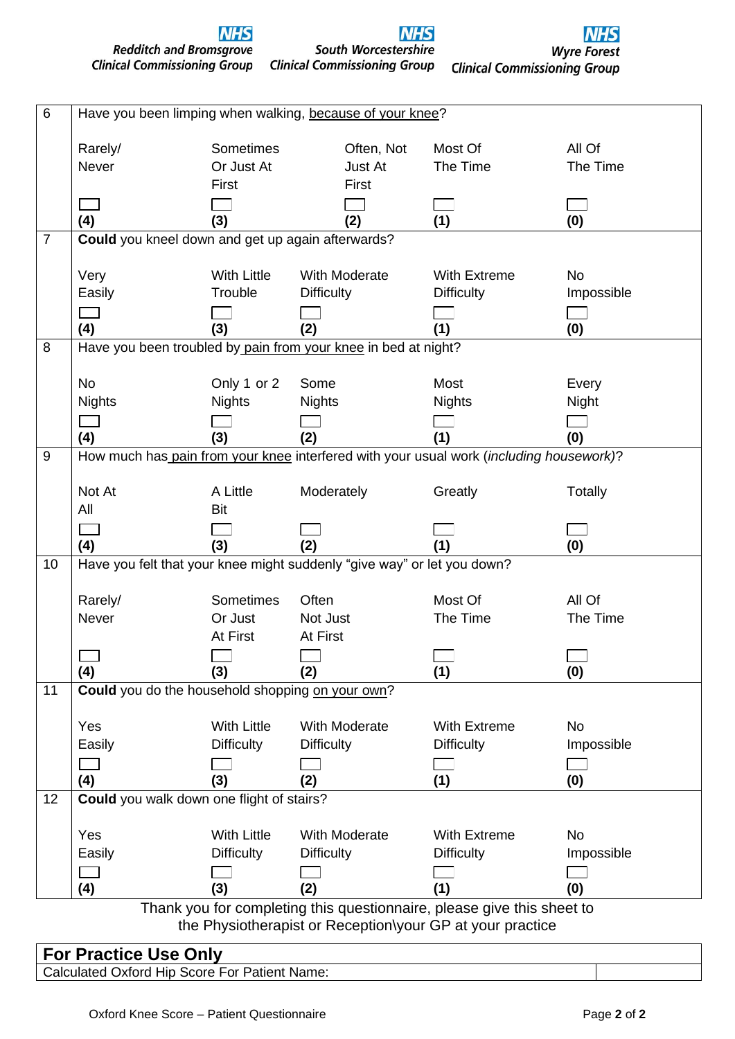Redditch and Bromsgrove Clinical Commissioning Group | South Worcestershire Clinical Commissioning Group | Wyre Forest Clinical Commissioning Group

| | | | | | |
|---|---|---|---|---|---|
| 6 | Have you been limping when walking, because of your knee? | | | | |
| | Rarely/ Never ☐ **(4)** | Sometimes Or Just At First ☐ **(3)** | Often, Not Just At First ☐ **(2)** | Most Of The Time ☐ **(1)** | All Of The Time ☐ **(0)** |
| 7 | **Could** you kneel down and get up again afterwards? | | | | |
| | Very Easily ☐ **(4)** | With Little Trouble ☐ **(3)** | With Moderate Difficulty ☐ **(2)** | With Extreme Difficulty ☐ **(1)** | No Impossible ☐ **(0)** |
| 8 | Have you been troubled by pain from your knee in bed at night? | | | | |
| | No Nights ☐ **(4)** | Only 1 or 2 Nights ☐ **(3)** | Some Nights ☐ **(2)** | Most Nights ☐ **(1)** | Every Night ☐ **(0)** |
| 9 | How much has pain from your knee interfered with your usual work (*including housework*)? | | | | |
| | Not At All ☐ **(4)** | A Little Bit ☐ **(3)** | Moderately ☐ **(2)** | Greatly ☐ **(1)** | Totally ☐ **(0)** |
| 10 | Have you felt that your knee might suddenly "give way" or let you down? | | | | |
| | Rarely/ Never ☐ **(4)** | Sometimes Or Just At First ☐ **(3)** | Often Not Just At First ☐ **(2)** | Most Of The Time ☐ **(1)** | All Of The Time ☐ **(0)** |
| 11 | **Could** you do the household shopping on your own? | | | | |
| | Yes Easily ☐ **(4)** | With Little Difficulty ☐ **(3)** | With Moderate Difficulty ☐ **(2)** | With Extreme Difficulty ☐ **(1)** | No Impossible ☐ **(0)** |
| 12 | **Could** you walk down one flight of stairs? | | | | |
| | Yes Easily ☐ **(4)** | With Little Difficulty ☐ **(3)** | With Moderate Difficulty ☐ **(2)** | With Extreme Difficulty ☐ **(1)** | No Impossible ☐ **(0)** |

Thank you for completing this questionnaire, please give this sheet to the Physiotherapist or Reception\your GP at your practice

| **For Practice Use Only** | |
|---|---|
| Calculated Oxford Hip Score For Patient Name: | |

Oxford Knee Score – Patient Questionnaire